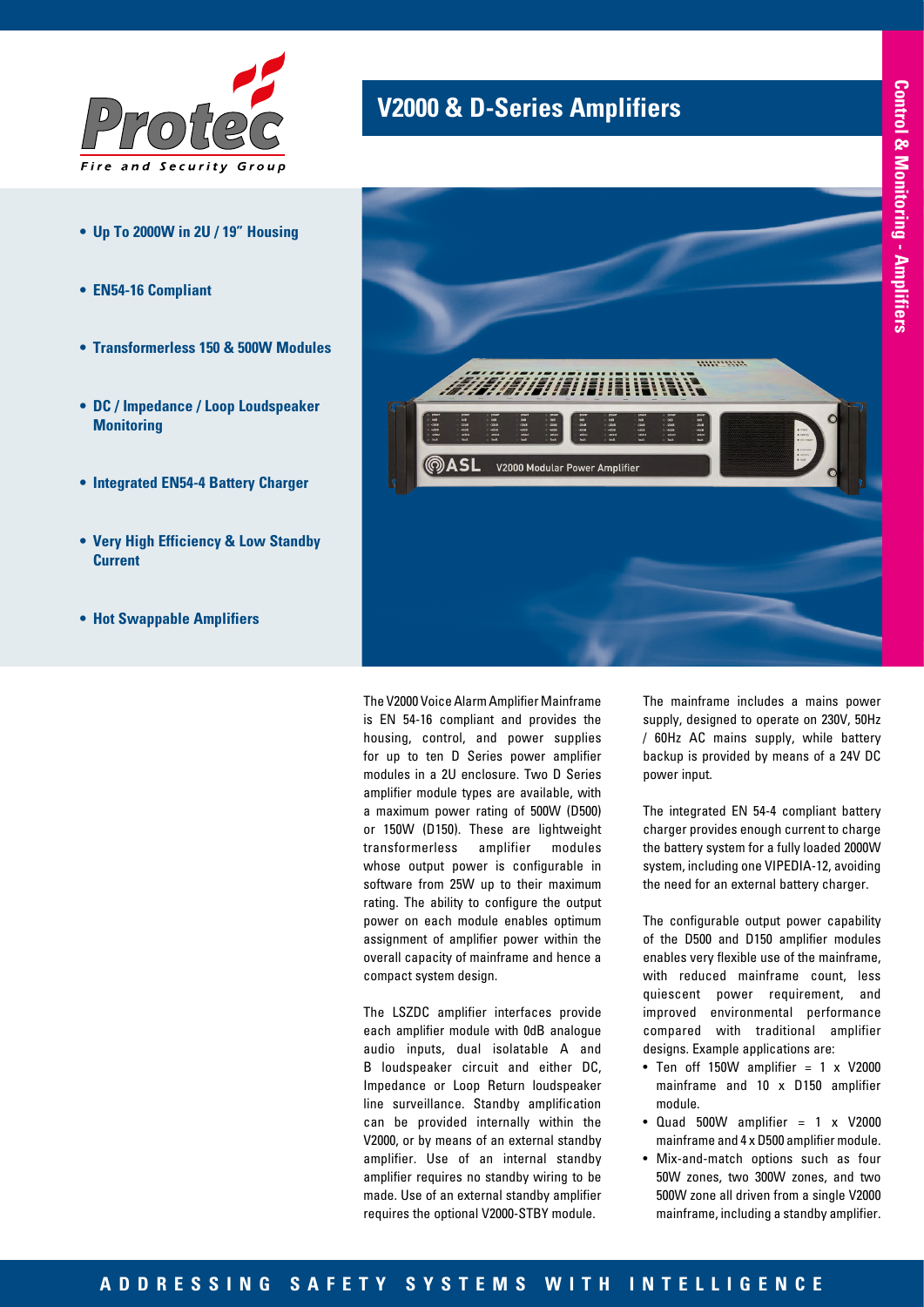# V2000 & D-Series Amplifiers

- **Up To 2000W in 2U / 19" Housing**
- **EN54-16 Compliant**
- **Transformerless 150 & 500W Modules**
- **DC / Impedance / Loop Loudspeaker Monitoring**
- **Integrated EN54-4 Battery Charger**
- **Very High Efficiency & Low Standby Current**
- **Hot Swappable Amplifiers**

The V2000 Voice Alarm Amplifier Mainframe is EN 54-16 compliant and provides the housing, control, and power supplies for up to ten D Series power amplifier modules in a 2U enclosure. Two D Series amplifier module types are available, with a maximum power rating of 500W (D500) or 150W (D150). These are lightweight transformerless amplifier modules whose output power is configurable in software from 25W up to their maximum rating. The ability to configure the output power on each module enables optimum assignment of amplifier power within the overall capacity of mainframe and hence a compact system design.

The LSZDC amplifier interfaces provide each amplifier module with 0dB analogue audio inputs, dual isolatable A and B loudspeaker circuit and either DC, Impedance or Loop Return loudspeaker line surveillance. Standby amplification can be provided internally within the V2000, or by means of an external standby amplifier. Use of an internal standby amplifier requires no standby wiring to be made. Use of an external standby amplifier requires the optional V2000-STBY module.

The mainframe includes a mains power supply, designed to operate on 230V, 50Hz / 60Hz AC mains supply, while battery backup is provided by means of a 24V DC power input.

The integrated EN 54-4 compliant battery charger provides enough current to charge the battery system for a fully loaded 2000W system, including one VIPEDIA-12, avoiding the need for an external battery charger.

The configurable output power capability of the D500 and D150 amplifier modules enables very flexible use of the mainframe, with reduced mainframe count, less quiescent power requirement, and improved environmental performance compared with traditional amplifier designs. Example applications are:

- Ten off 150W amplifier = 1 x V2000 mainframe and 10 x D150 amplifier module.
- Quad 500W amplifier = 1 x V2000 mainframe and 4 x D500 amplifier module.
- Mix-and-match options such as four 50W zones, two 300W zones, and two 500W zone all driven from a single V2000 mainframe, including a standby amplifier.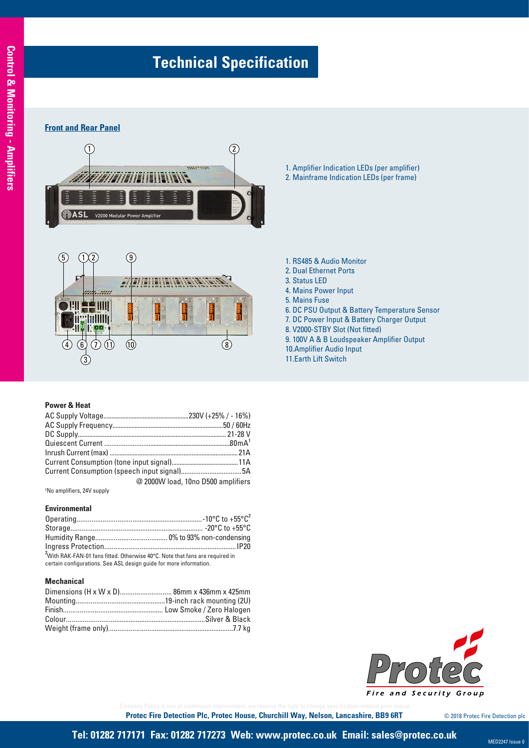# Technical Specification

## Front and Rear Panel

1. Amplifier Indication LEDs (per amplifier)
2. Mainframe Indication LEDs (per frame)

1. RS485 & Audio Monitor
2. Dual Ethernet Ports
3. Status LED
4. Mains Power Input
5. Mains Fuse
6. DC PSU Output & Battery Temperature Sensor
7. DC Power Input & Battery Charger Output
8. V2000-STBY Slot (Not fitted)
9. 100V A & B Loudspeaker Amplifier Output
10. Amplifier Audio Input
11. Earth Lift Switch

### Power & Heat

| | |
|---|---|
| AC Supply Voltage | 230V (+25% / - 16%) |
| AC Supply Frequency | 50 / 60Hz |
| DC Supply | 21-28 V |
| Quiescent Current | 80mA[1] |
| Inrush Current (max) | 21A |
| Current Consumption (tone input signal) | 11A |
| Current Consumption (speech input signal) | 5A |
| | @ 2000W load, 10no D500 amplifiers |

[1]No amplifiers, 24V supply

### Environmental

| | |
|---|---|
| Operating | -10°C to +55°C[2] |
| Storage | -20°C to +55°C |
| Humidity Range | 0% to 93% non-condensing |
| Ingress Protection | IP20 |

[2]With RAK-FAN-01 fans fitted. Otherwise 40°C. Note that fans are required in certain configurations. See ASL design guide for more information.

### Mechanical

| | |
|---|---|
| Dimensions (H x W x D) | 86mm x 436mm x 425mm |
| Mounting | 19-inch rack mounting (2U) |
| Finish | Low Smoke / Zero Halogen |
| Colour | Silver & Black |
| Weight (frame only) | 7.7 kg |

Company Policy is one of continuous improvement, we reserve the right to change specification without prior notice

**Protec Fire Detection Plc, Protec House, Churchill Way, Nelson, Lancashire, BB9 6RT**

© 2018 Protec Fire Detection plc

**Tel: 01282 717171 Fax: 01282 717273 Web: www.protec.co.uk Email: sales@protec.co.uk**

MED2247 Issue 0